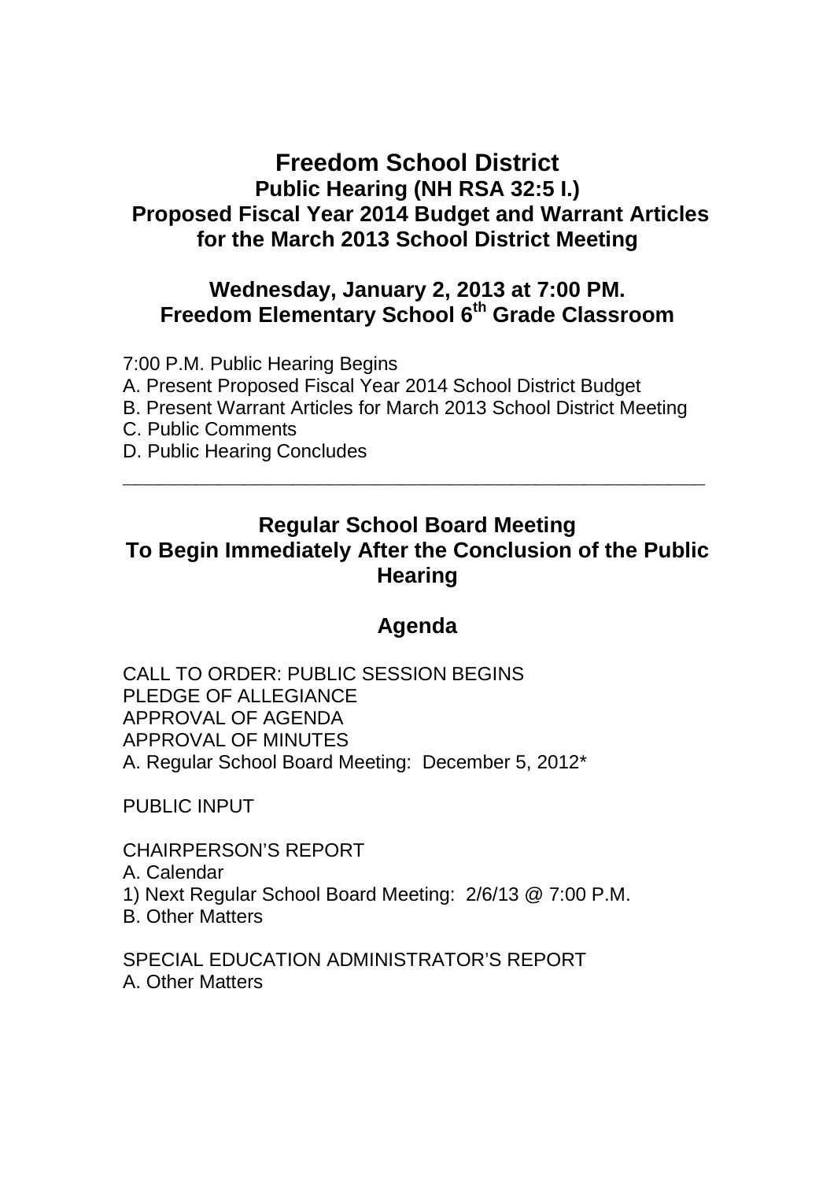# Freedom School District

## Public Hearing (NH RSA 32:5 I.)

## Proposed Fiscal Year 2014 Budget and Warrant Articles for the March 2013 School District Meeting

### Wednesday, January 2, 2013 at 7:00 PM.

### Freedom Elementary School 6th Grade Classroom

7:00 P.M. Public Hearing Begins

A. Present Proposed Fiscal Year 2014 School District Budget

B. Present Warrant Articles for March 2013 School District Meeting

C. Public Comments

D. Public Hearing Concludes

---

## Regular School Board Meeting To Begin Immediately After the Conclusion of the Public Hearing

### Agenda

CALL TO ORDER: PUBLIC SESSION BEGINS

PLEDGE OF ALLEGIANCE

APPROVAL OF AGENDA

APPROVAL OF MINUTES

A. Regular School Board Meeting: December 5, 2012*

PUBLIC INPUT

CHAIRPERSON'S REPORT

A. Calendar

1) Next Regular School Board Meeting: 2/6/13 @ 7:00 P.M.

B. Other Matters

SPECIAL EDUCATION ADMINISTRATOR'S REPORT

A. Other Matters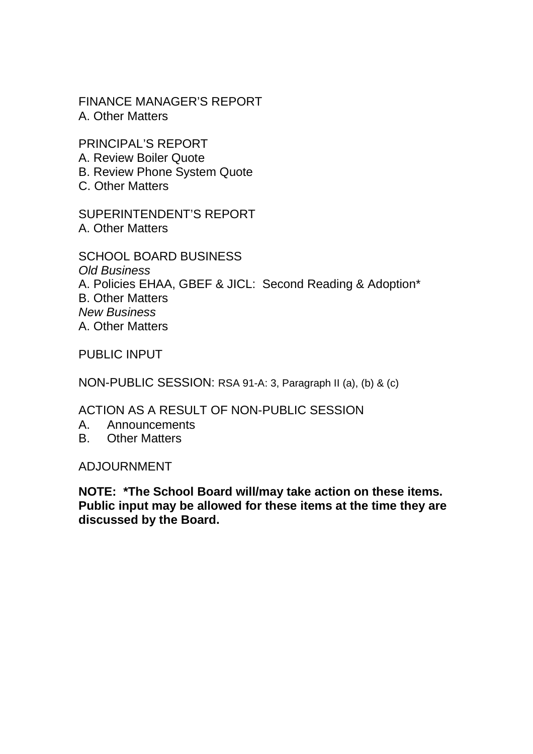FINANCE MANAGER'S REPORT
A. Other Matters

PRINCIPAL'S REPORT
A. Review Boiler Quote
B. Review Phone System Quote
C. Other Matters

SUPERINTENDENT'S REPORT
A. Other Matters

SCHOOL BOARD BUSINESS
*Old Business*
A. Policies EHAA, GBEF & JICL: Second Reading & Adoption*
B. Other Matters
*New Business*
A. Other Matters

PUBLIC INPUT

NON-PUBLIC SESSION: RSA 91-A: 3, Paragraph II (a), (b) & (c)

ACTION AS A RESULT OF NON-PUBLIC SESSION
A. Announcements
B. Other Matters

ADJOURNMENT

**NOTE: *The School Board will/may take action on these items. Public input may be allowed for these items at the time they are discussed by the Board.**